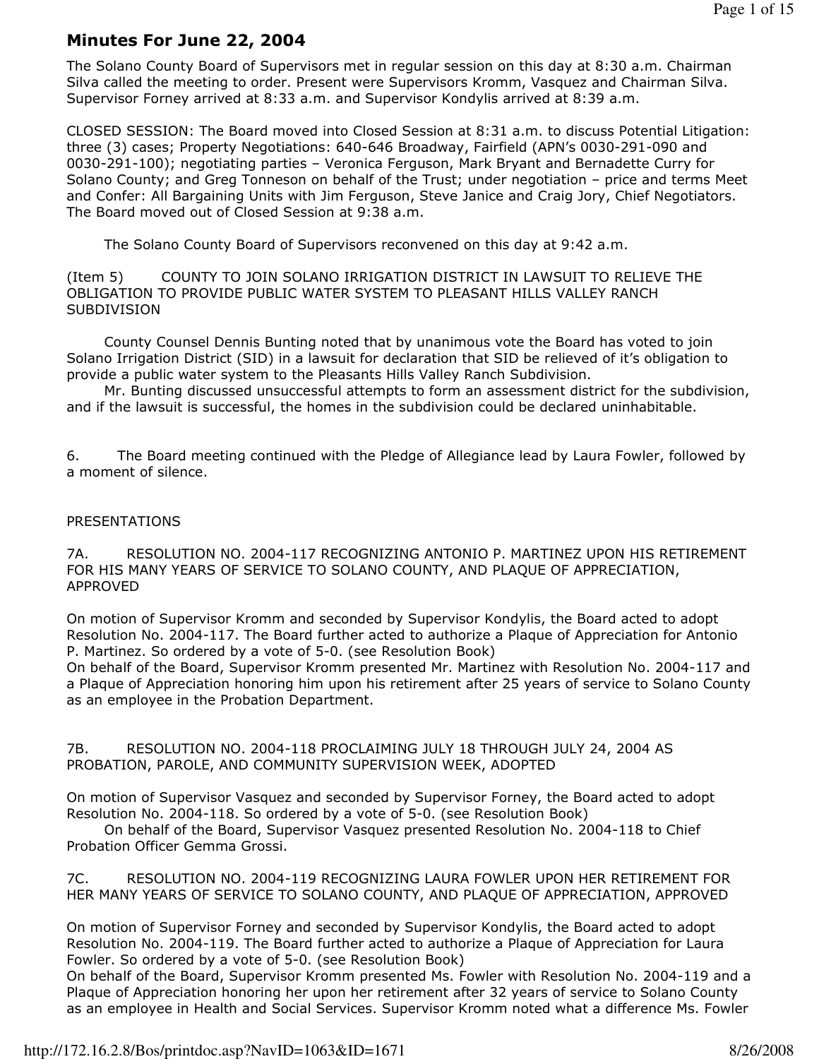# Minutes For June 22, 2004

The Solano County Board of Supervisors met in regular session on this day at 8:30 a.m. Chairman Silva called the meeting to order. Present were Supervisors Kromm, Vasquez and Chairman Silva. Supervisor Forney arrived at 8:33 a.m. and Supervisor Kondylis arrived at 8:39 a.m.

CLOSED SESSION: The Board moved into Closed Session at 8:31 a.m. to discuss Potential Litigation: three (3) cases; Property Negotiations: 640-646 Broadway, Fairfield (APN's 0030-291-090 and 0030-291-100); negotiating parties – Veronica Ferguson, Mark Bryant and Bernadette Curry for Solano County; and Greg Tonneson on behalf of the Trust; under negotiation – price and terms Meet and Confer: All Bargaining Units with Jim Ferguson, Steve Janice and Craig Jory, Chief Negotiators. The Board moved out of Closed Session at 9:38 a.m.

The Solano County Board of Supervisors reconvened on this day at 9:42 a.m.

(Item 5) COUNTY TO JOIN SOLANO IRRIGATION DISTRICT IN LAWSUIT TO RELIEVE THE OBLIGATION TO PROVIDE PUBLIC WATER SYSTEM TO PLEASANT HILLS VALLEY RANCH SUBDIVISION

County Counsel Dennis Bunting noted that by unanimous vote the Board has voted to join Solano Irrigation District (SID) in a lawsuit for declaration that SID be relieved of it's obligation to provide a public water system to the Pleasants Hills Valley Ranch Subdivision.

Mr. Bunting discussed unsuccessful attempts to form an assessment district for the subdivision, and if the lawsuit is successful, the homes in the subdivision could be declared uninhabitable.

6. The Board meeting continued with the Pledge of Allegiance lead by Laura Fowler, followed by a moment of silence.

PRESENTATIONS

7A. RESOLUTION NO. 2004-117 RECOGNIZING ANTONIO P. MARTINEZ UPON HIS RETIREMENT FOR HIS MANY YEARS OF SERVICE TO SOLANO COUNTY, AND PLAQUE OF APPRECIATION, APPROVED

On motion of Supervisor Kromm and seconded by Supervisor Kondylis, the Board acted to adopt Resolution No. 2004-117. The Board further acted to authorize a Plaque of Appreciation for Antonio P. Martinez. So ordered by a vote of 5-0. (see Resolution Book)
On behalf of the Board, Supervisor Kromm presented Mr. Martinez with Resolution No. 2004-117 and a Plaque of Appreciation honoring him upon his retirement after 25 years of service to Solano County as an employee in the Probation Department.

7B. RESOLUTION NO. 2004-118 PROCLAIMING JULY 18 THROUGH JULY 24, 2004 AS PROBATION, PAROLE, AND COMMUNITY SUPERVISION WEEK, ADOPTED

On motion of Supervisor Vasquez and seconded by Supervisor Forney, the Board acted to adopt Resolution No. 2004-118. So ordered by a vote of 5-0. (see Resolution Book)

On behalf of the Board, Supervisor Vasquez presented Resolution No. 2004-118 to Chief Probation Officer Gemma Grossi.

7C. RESOLUTION NO. 2004-119 RECOGNIZING LAURA FOWLER UPON HER RETIREMENT FOR HER MANY YEARS OF SERVICE TO SOLANO COUNTY, AND PLAQUE OF APPRECIATION, APPROVED

On motion of Supervisor Forney and seconded by Supervisor Kondylis, the Board acted to adopt Resolution No. 2004-119. The Board further acted to authorize a Plaque of Appreciation for Laura Fowler. So ordered by a vote of 5-0. (see Resolution Book)
On behalf of the Board, Supervisor Kromm presented Ms. Fowler with Resolution No. 2004-119 and a Plaque of Appreciation honoring her upon her retirement after 32 years of service to Solano County as an employee in Health and Social Services. Supervisor Kromm noted what a difference Ms. Fowler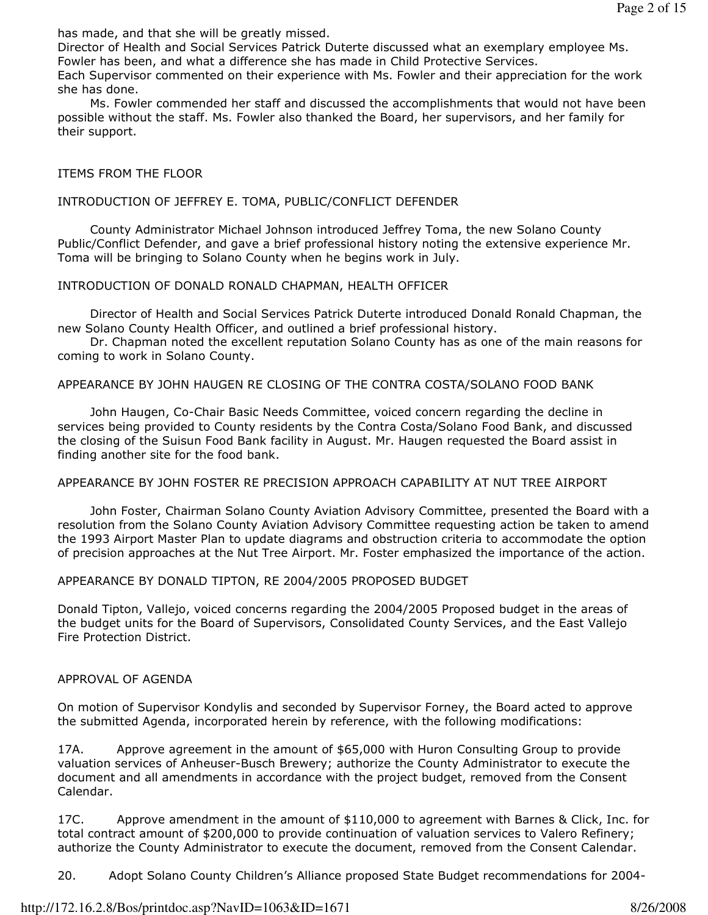has made, and that she will be greatly missed.

Director of Health and Social Services Patrick Duterte discussed what an exemplary employee Ms. Fowler has been, and what a difference she has made in Child Protective Services.

Each Supervisor commented on their experience with Ms. Fowler and their appreciation for the work she has done.

Ms. Fowler commended her staff and discussed the accomplishments that would not have been possible without the staff. Ms. Fowler also thanked the Board, her supervisors, and her family for their support.

ITEMS FROM THE FLOOR

INTRODUCTION OF JEFFREY E. TOMA, PUBLIC/CONFLICT DEFENDER

County Administrator Michael Johnson introduced Jeffrey Toma, the new Solano County Public/Conflict Defender, and gave a brief professional history noting the extensive experience Mr. Toma will be bringing to Solano County when he begins work in July.

INTRODUCTION OF DONALD RONALD CHAPMAN, HEALTH OFFICER

Director of Health and Social Services Patrick Duterte introduced Donald Ronald Chapman, the new Solano County Health Officer, and outlined a brief professional history.

Dr. Chapman noted the excellent reputation Solano County has as one of the main reasons for coming to work in Solano County.

APPEARANCE BY JOHN HAUGEN RE CLOSING OF THE CONTRA COSTA/SOLANO FOOD BANK

John Haugen, Co-Chair Basic Needs Committee, voiced concern regarding the decline in services being provided to County residents by the Contra Costa/Solano Food Bank, and discussed the closing of the Suisun Food Bank facility in August. Mr. Haugen requested the Board assist in finding another site for the food bank.

APPEARANCE BY JOHN FOSTER RE PRECISION APPROACH CAPABILITY AT NUT TREE AIRPORT

John Foster, Chairman Solano County Aviation Advisory Committee, presented the Board with a resolution from the Solano County Aviation Advisory Committee requesting action be taken to amend the 1993 Airport Master Plan to update diagrams and obstruction criteria to accommodate the option of precision approaches at the Nut Tree Airport. Mr. Foster emphasized the importance of the action.

APPEARANCE BY DONALD TIPTON, RE 2004/2005 PROPOSED BUDGET

Donald Tipton, Vallejo, voiced concerns regarding the 2004/2005 Proposed budget in the areas of the budget units for the Board of Supervisors, Consolidated County Services, and the East Vallejo Fire Protection District.

APPROVAL OF AGENDA

On motion of Supervisor Kondylis and seconded by Supervisor Forney, the Board acted to approve the submitted Agenda, incorporated herein by reference, with the following modifications:

17A. Approve agreement in the amount of $65,000 with Huron Consulting Group to provide valuation services of Anheuser-Busch Brewery; authorize the County Administrator to execute the document and all amendments in accordance with the project budget, removed from the Consent Calendar.

17C. Approve amendment in the amount of $110,000 to agreement with Barnes & Click, Inc. for total contract amount of $200,000 to provide continuation of valuation services to Valero Refinery; authorize the County Administrator to execute the document, removed from the Consent Calendar.

20. Adopt Solano County Children's Alliance proposed State Budget recommendations for 2004-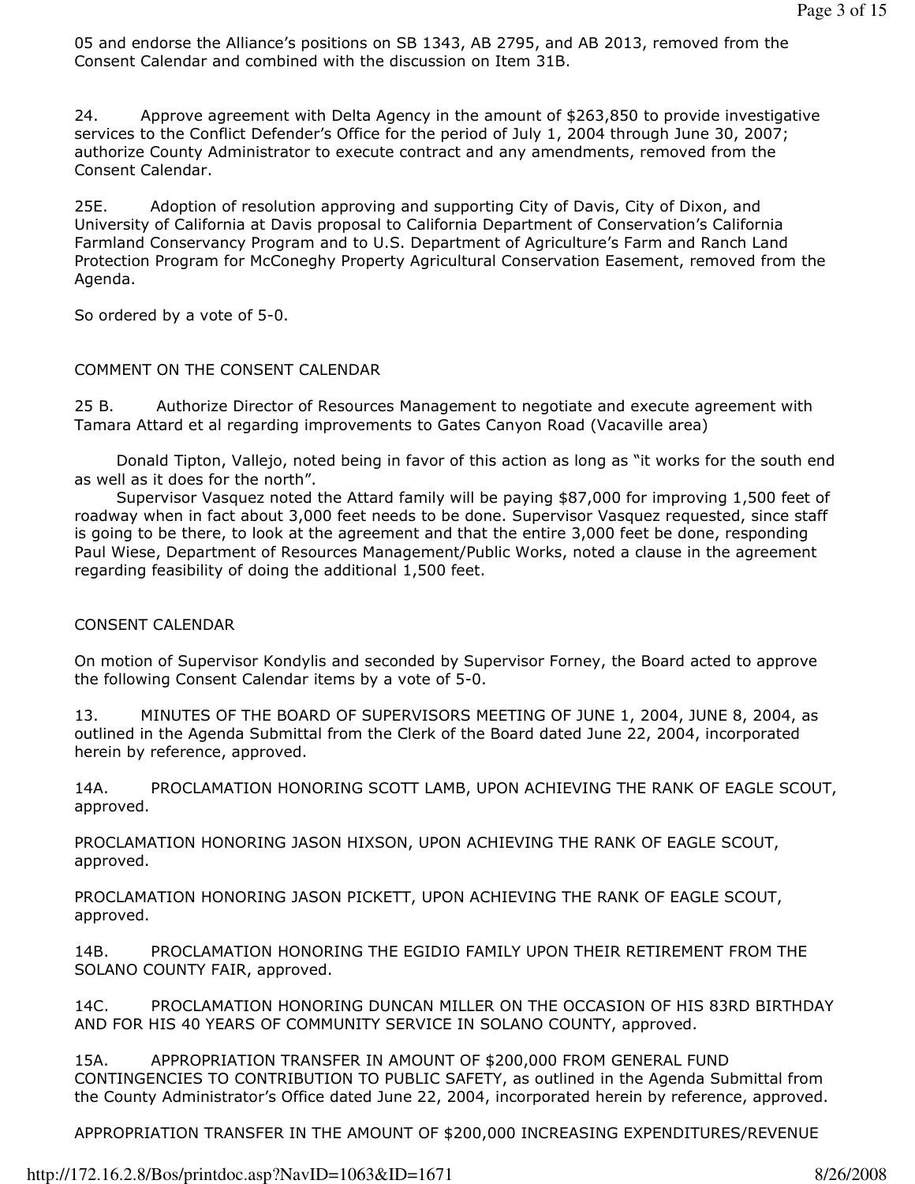05 and endorse the Alliance's positions on SB 1343, AB 2795, and AB 2013, removed from the Consent Calendar and combined with the discussion on Item 31B.

24. Approve agreement with Delta Agency in the amount of $263,850 to provide investigative services to the Conflict Defender's Office for the period of July 1, 2004 through June 30, 2007; authorize County Administrator to execute contract and any amendments, removed from the Consent Calendar.

25E. Adoption of resolution approving and supporting City of Davis, City of Dixon, and University of California at Davis proposal to California Department of Conservation's California Farmland Conservancy Program and to U.S. Department of Agriculture's Farm and Ranch Land Protection Program for McConeghy Property Agricultural Conservation Easement, removed from the Agenda.

So ordered by a vote of 5-0.

COMMENT ON THE CONSENT CALENDAR

25 B. Authorize Director of Resources Management to negotiate and execute agreement with Tamara Attard et al regarding improvements to Gates Canyon Road (Vacaville area)

Donald Tipton, Vallejo, noted being in favor of this action as long as "it works for the south end as well as it does for the north".

Supervisor Vasquez noted the Attard family will be paying $87,000 for improving 1,500 feet of roadway when in fact about 3,000 feet needs to be done. Supervisor Vasquez requested, since staff is going to be there, to look at the agreement and that the entire 3,000 feet be done, responding Paul Wiese, Department of Resources Management/Public Works, noted a clause in the agreement regarding feasibility of doing the additional 1,500 feet.

CONSENT CALENDAR

On motion of Supervisor Kondylis and seconded by Supervisor Forney, the Board acted to approve the following Consent Calendar items by a vote of 5-0.

13. MINUTES OF THE BOARD OF SUPERVISORS MEETING OF JUNE 1, 2004, JUNE 8, 2004, as outlined in the Agenda Submittal from the Clerk of the Board dated June 22, 2004, incorporated herein by reference, approved.

14A. PROCLAMATION HONORING SCOTT LAMB, UPON ACHIEVING THE RANK OF EAGLE SCOUT, approved.

PROCLAMATION HONORING JASON HIXSON, UPON ACHIEVING THE RANK OF EAGLE SCOUT, approved.

PROCLAMATION HONORING JASON PICKETT, UPON ACHIEVING THE RANK OF EAGLE SCOUT, approved.

14B. PROCLAMATION HONORING THE EGIDIO FAMILY UPON THEIR RETIREMENT FROM THE SOLANO COUNTY FAIR, approved.

14C. PROCLAMATION HONORING DUNCAN MILLER ON THE OCCASION OF HIS 83RD BIRTHDAY AND FOR HIS 40 YEARS OF COMMUNITY SERVICE IN SOLANO COUNTY, approved.

15A. APPROPRIATION TRANSFER IN AMOUNT OF $200,000 FROM GENERAL FUND CONTINGENCIES TO CONTRIBUTION TO PUBLIC SAFETY, as outlined in the Agenda Submittal from the County Administrator's Office dated June 22, 2004, incorporated herein by reference, approved.

APPROPRIATION TRANSFER IN THE AMOUNT OF $200,000 INCREASING EXPENDITURES/REVENUE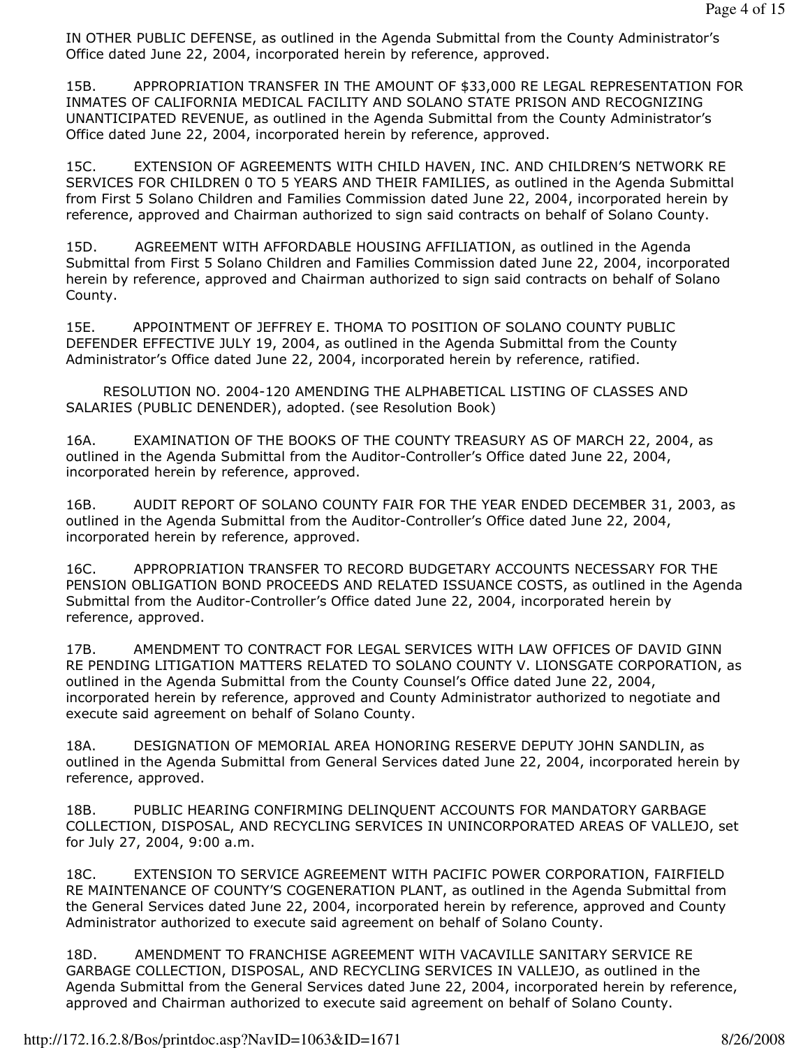IN OTHER PUBLIC DEFENSE, as outlined in the Agenda Submittal from the County Administrator's Office dated June 22, 2004, incorporated herein by reference, approved.

15B. APPROPRIATION TRANSFER IN THE AMOUNT OF $33,000 RE LEGAL REPRESENTATION FOR INMATES OF CALIFORNIA MEDICAL FACILITY AND SOLANO STATE PRISON AND RECOGNIZING UNANTICIPATED REVENUE, as outlined in the Agenda Submittal from the County Administrator's Office dated June 22, 2004, incorporated herein by reference, approved.

15C. EXTENSION OF AGREEMENTS WITH CHILD HAVEN, INC. AND CHILDREN'S NETWORK RE SERVICES FOR CHILDREN 0 TO 5 YEARS AND THEIR FAMILIES, as outlined in the Agenda Submittal from First 5 Solano Children and Families Commission dated June 22, 2004, incorporated herein by reference, approved and Chairman authorized to sign said contracts on behalf of Solano County.

15D. AGREEMENT WITH AFFORDABLE HOUSING AFFILIATION, as outlined in the Agenda Submittal from First 5 Solano Children and Families Commission dated June 22, 2004, incorporated herein by reference, approved and Chairman authorized to sign said contracts on behalf of Solano County.

15E. APPOINTMENT OF JEFFREY E. THOMA TO POSITION OF SOLANO COUNTY PUBLIC DEFENDER EFFECTIVE JULY 19, 2004, as outlined in the Agenda Submittal from the County Administrator's Office dated June 22, 2004, incorporated herein by reference, ratified.

RESOLUTION NO. 2004-120 AMENDING THE ALPHABETICAL LISTING OF CLASSES AND SALARIES (PUBLIC DENENDER), adopted. (see Resolution Book)

16A. EXAMINATION OF THE BOOKS OF THE COUNTY TREASURY AS OF MARCH 22, 2004, as outlined in the Agenda Submittal from the Auditor-Controller's Office dated June 22, 2004, incorporated herein by reference, approved.

16B. AUDIT REPORT OF SOLANO COUNTY FAIR FOR THE YEAR ENDED DECEMBER 31, 2003, as outlined in the Agenda Submittal from the Auditor-Controller's Office dated June 22, 2004, incorporated herein by reference, approved.

16C. APPROPRIATION TRANSFER TO RECORD BUDGETARY ACCOUNTS NECESSARY FOR THE PENSION OBLIGATION BOND PROCEEDS AND RELATED ISSUANCE COSTS, as outlined in the Agenda Submittal from the Auditor-Controller's Office dated June 22, 2004, incorporated herein by reference, approved.

17B. AMENDMENT TO CONTRACT FOR LEGAL SERVICES WITH LAW OFFICES OF DAVID GINN RE PENDING LITIGATION MATTERS RELATED TO SOLANO COUNTY V. LIONSGATE CORPORATION, as outlined in the Agenda Submittal from the County Counsel's Office dated June 22, 2004, incorporated herein by reference, approved and County Administrator authorized to negotiate and execute said agreement on behalf of Solano County.

18A. DESIGNATION OF MEMORIAL AREA HONORING RESERVE DEPUTY JOHN SANDLIN, as outlined in the Agenda Submittal from General Services dated June 22, 2004, incorporated herein by reference, approved.

18B. PUBLIC HEARING CONFIRMING DELINQUENT ACCOUNTS FOR MANDATORY GARBAGE COLLECTION, DISPOSAL, AND RECYCLING SERVICES IN UNINCORPORATED AREAS OF VALLEJO, set for July 27, 2004, 9:00 a.m.

18C. EXTENSION TO SERVICE AGREEMENT WITH PACIFIC POWER CORPORATION, FAIRFIELD RE MAINTENANCE OF COUNTY'S COGENERATION PLANT, as outlined in the Agenda Submittal from the General Services dated June 22, 2004, incorporated herein by reference, approved and County Administrator authorized to execute said agreement on behalf of Solano County.

18D. AMENDMENT TO FRANCHISE AGREEMENT WITH VACAVILLE SANITARY SERVICE RE GARBAGE COLLECTION, DISPOSAL, AND RECYCLING SERVICES IN VALLEJO, as outlined in the Agenda Submittal from the General Services dated June 22, 2004, incorporated herein by reference, approved and Chairman authorized to execute said agreement on behalf of Solano County.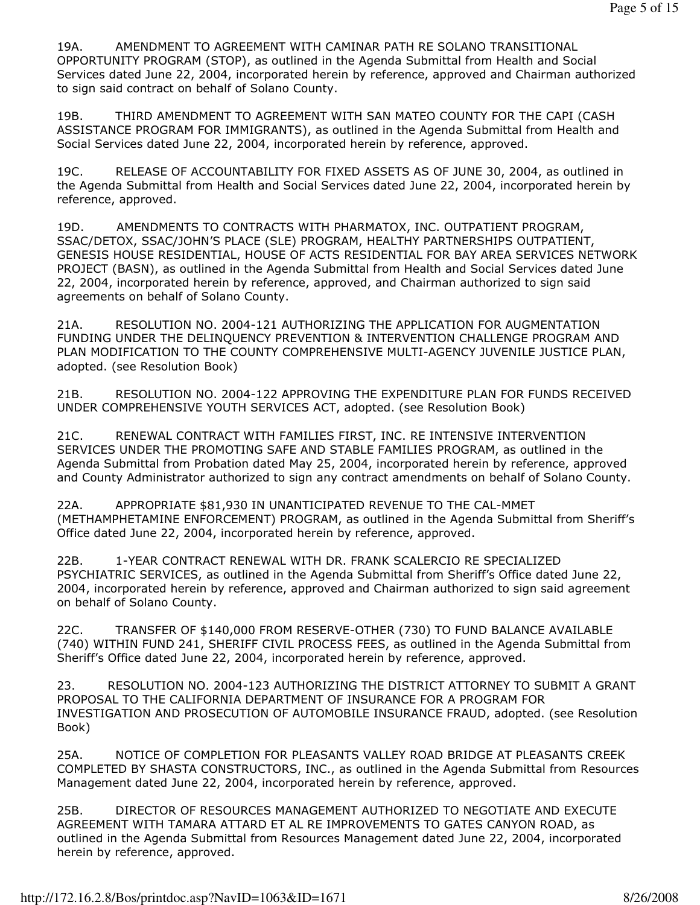19A. AMENDMENT TO AGREEMENT WITH CAMINAR PATH RE SOLANO TRANSITIONAL OPPORTUNITY PROGRAM (STOP), as outlined in the Agenda Submittal from Health and Social Services dated June 22, 2004, incorporated herein by reference, approved and Chairman authorized to sign said contract on behalf of Solano County.

19B. THIRD AMENDMENT TO AGREEMENT WITH SAN MATEO COUNTY FOR THE CAPI (CASH ASSISTANCE PROGRAM FOR IMMIGRANTS), as outlined in the Agenda Submittal from Health and Social Services dated June 22, 2004, incorporated herein by reference, approved.

19C. RELEASE OF ACCOUNTABILITY FOR FIXED ASSETS AS OF JUNE 30, 2004, as outlined in the Agenda Submittal from Health and Social Services dated June 22, 2004, incorporated herein by reference, approved.

19D. AMENDMENTS TO CONTRACTS WITH PHARMATOX, INC. OUTPATIENT PROGRAM, SSAC/DETOX, SSAC/JOHN'S PLACE (SLE) PROGRAM, HEALTHY PARTNERSHIPS OUTPATIENT, GENESIS HOUSE RESIDENTIAL, HOUSE OF ACTS RESIDENTIAL FOR BAY AREA SERVICES NETWORK PROJECT (BASN), as outlined in the Agenda Submittal from Health and Social Services dated June 22, 2004, incorporated herein by reference, approved, and Chairman authorized to sign said agreements on behalf of Solano County.

21A. RESOLUTION NO. 2004-121 AUTHORIZING THE APPLICATION FOR AUGMENTATION FUNDING UNDER THE DELINQUENCY PREVENTION & INTERVENTION CHALLENGE PROGRAM AND PLAN MODIFICATION TO THE COUNTY COMPREHENSIVE MULTI-AGENCY JUVENILE JUSTICE PLAN, adopted. (see Resolution Book)

21B. RESOLUTION NO. 2004-122 APPROVING THE EXPENDITURE PLAN FOR FUNDS RECEIVED UNDER COMPREHENSIVE YOUTH SERVICES ACT, adopted. (see Resolution Book)

21C. RENEWAL CONTRACT WITH FAMILIES FIRST, INC. RE INTENSIVE INTERVENTION SERVICES UNDER THE PROMOTING SAFE AND STABLE FAMILIES PROGRAM, as outlined in the Agenda Submittal from Probation dated May 25, 2004, incorporated herein by reference, approved and County Administrator authorized to sign any contract amendments on behalf of Solano County.

22A. APPROPRIATE $81,930 IN UNANTICIPATED REVENUE TO THE CAL-MMET (METHAMPHETAMINE ENFORCEMENT) PROGRAM, as outlined in the Agenda Submittal from Sheriff's Office dated June 22, 2004, incorporated herein by reference, approved.

22B. 1-YEAR CONTRACT RENEWAL WITH DR. FRANK SCALERCIO RE SPECIALIZED PSYCHIATRIC SERVICES, as outlined in the Agenda Submittal from Sheriff's Office dated June 22, 2004, incorporated herein by reference, approved and Chairman authorized to sign said agreement on behalf of Solano County.

22C. TRANSFER OF $140,000 FROM RESERVE-OTHER (730) TO FUND BALANCE AVAILABLE (740) WITHIN FUND 241, SHERIFF CIVIL PROCESS FEES, as outlined in the Agenda Submittal from Sheriff's Office dated June 22, 2004, incorporated herein by reference, approved.

23. RESOLUTION NO. 2004-123 AUTHORIZING THE DISTRICT ATTORNEY TO SUBMIT A GRANT PROPOSAL TO THE CALIFORNIA DEPARTMENT OF INSURANCE FOR A PROGRAM FOR INVESTIGATION AND PROSECUTION OF AUTOMOBILE INSURANCE FRAUD, adopted. (see Resolution Book)

25A. NOTICE OF COMPLETION FOR PLEASANTS VALLEY ROAD BRIDGE AT PLEASANTS CREEK COMPLETED BY SHASTA CONSTRUCTORS, INC., as outlined in the Agenda Submittal from Resources Management dated June 22, 2004, incorporated herein by reference, approved.

25B. DIRECTOR OF RESOURCES MANAGEMENT AUTHORIZED TO NEGOTIATE AND EXECUTE AGREEMENT WITH TAMARA ATTARD ET AL RE IMPROVEMENTS TO GATES CANYON ROAD, as outlined in the Agenda Submittal from Resources Management dated June 22, 2004, incorporated herein by reference, approved.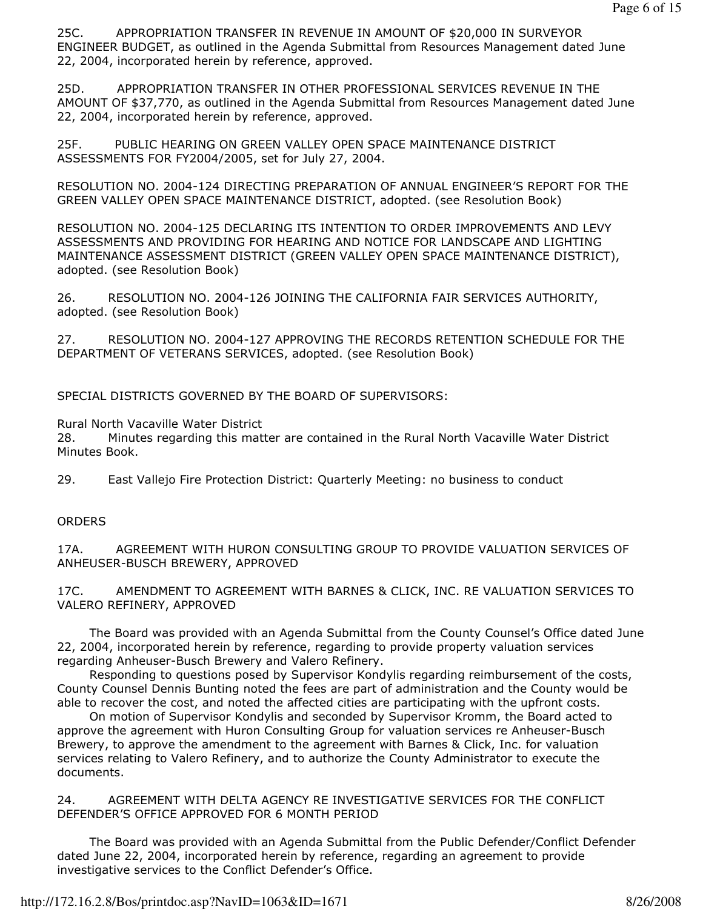25C. APPROPRIATION TRANSFER IN REVENUE IN AMOUNT OF $20,000 IN SURVEYOR ENGINEER BUDGET, as outlined in the Agenda Submittal from Resources Management dated June 22, 2004, incorporated herein by reference, approved.

25D. APPROPRIATION TRANSFER IN OTHER PROFESSIONAL SERVICES REVENUE IN THE AMOUNT OF $37,770, as outlined in the Agenda Submittal from Resources Management dated June 22, 2004, incorporated herein by reference, approved.

25F. PUBLIC HEARING ON GREEN VALLEY OPEN SPACE MAINTENANCE DISTRICT ASSESSMENTS FOR FY2004/2005, set for July 27, 2004.

RESOLUTION NO. 2004-124 DIRECTING PREPARATION OF ANNUAL ENGINEER'S REPORT FOR THE GREEN VALLEY OPEN SPACE MAINTENANCE DISTRICT, adopted. (see Resolution Book)

RESOLUTION NO. 2004-125 DECLARING ITS INTENTION TO ORDER IMPROVEMENTS AND LEVY ASSESSMENTS AND PROVIDING FOR HEARING AND NOTICE FOR LANDSCAPE AND LIGHTING MAINTENANCE ASSESSMENT DISTRICT (GREEN VALLEY OPEN SPACE MAINTENANCE DISTRICT), adopted. (see Resolution Book)

26. RESOLUTION NO. 2004-126 JOINING THE CALIFORNIA FAIR SERVICES AUTHORITY, adopted. (see Resolution Book)

27. RESOLUTION NO. 2004-127 APPROVING THE RECORDS RETENTION SCHEDULE FOR THE DEPARTMENT OF VETERANS SERVICES, adopted. (see Resolution Book)

SPECIAL DISTRICTS GOVERNED BY THE BOARD OF SUPERVISORS:

Rural North Vacaville Water District

28. Minutes regarding this matter are contained in the Rural North Vacaville Water District Minutes Book.

29. East Vallejo Fire Protection District: Quarterly Meeting: no business to conduct

ORDERS

17A. AGREEMENT WITH HURON CONSULTING GROUP TO PROVIDE VALUATION SERVICES OF ANHEUSER-BUSCH BREWERY, APPROVED

17C. AMENDMENT TO AGREEMENT WITH BARNES & CLICK, INC. RE VALUATION SERVICES TO VALERO REFINERY, APPROVED

The Board was provided with an Agenda Submittal from the County Counsel's Office dated June 22, 2004, incorporated herein by reference, regarding to provide property valuation services regarding Anheuser-Busch Brewery and Valero Refinery.

Responding to questions posed by Supervisor Kondylis regarding reimbursement of the costs, County Counsel Dennis Bunting noted the fees are part of administration and the County would be able to recover the cost, and noted the affected cities are participating with the upfront costs.

On motion of Supervisor Kondylis and seconded by Supervisor Kromm, the Board acted to approve the agreement with Huron Consulting Group for valuation services re Anheuser-Busch Brewery, to approve the amendment to the agreement with Barnes & Click, Inc. for valuation services relating to Valero Refinery, and to authorize the County Administrator to execute the documents.

24. AGREEMENT WITH DELTA AGENCY RE INVESTIGATIVE SERVICES FOR THE CONFLICT DEFENDER'S OFFICE APPROVED FOR 6 MONTH PERIOD

The Board was provided with an Agenda Submittal from the Public Defender/Conflict Defender dated June 22, 2004, incorporated herein by reference, regarding an agreement to provide investigative services to the Conflict Defender's Office.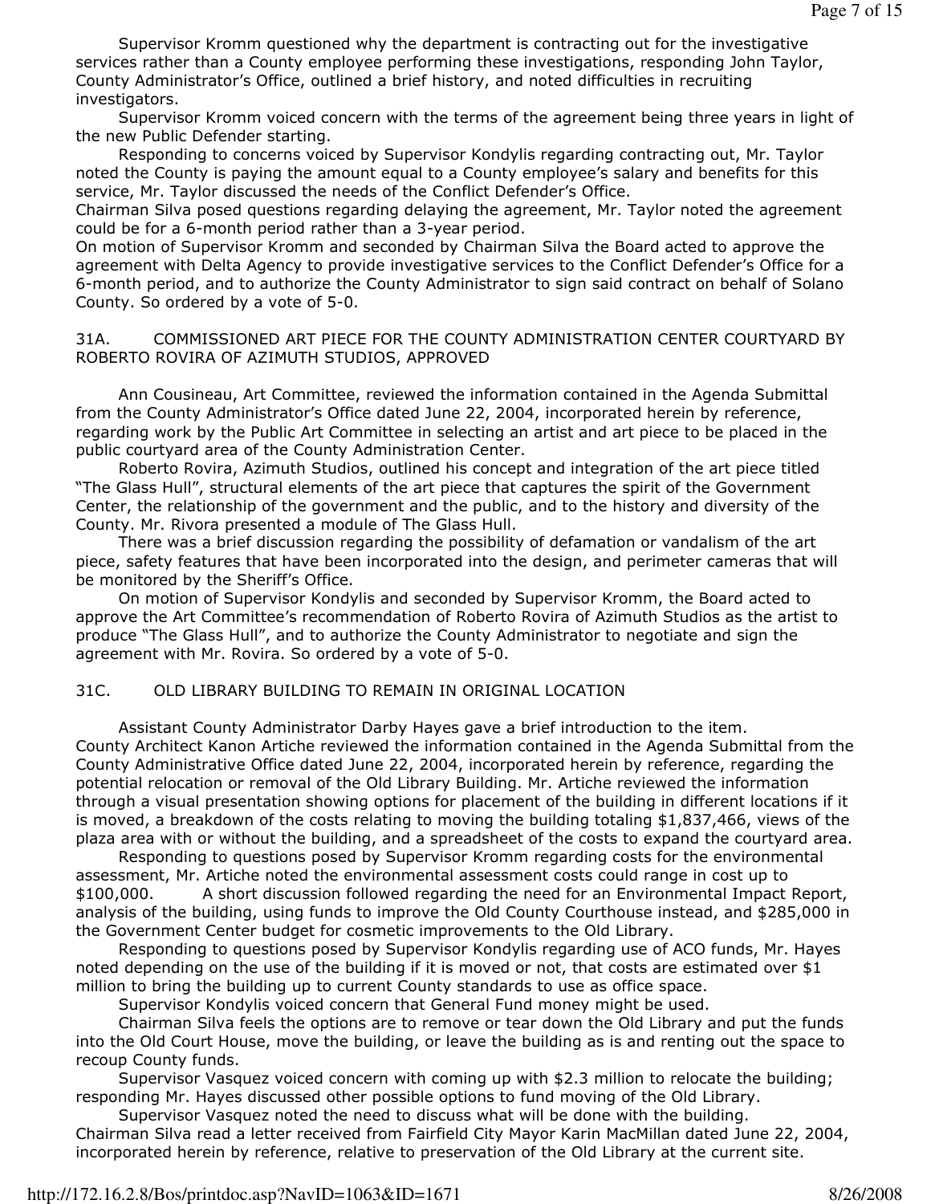Supervisor Kromm questioned why the department is contracting out for the investigative services rather than a County employee performing these investigations, responding John Taylor, County Administrator's Office, outlined a brief history, and noted difficulties in recruiting investigators.

Supervisor Kromm voiced concern with the terms of the agreement being three years in light of the new Public Defender starting.

Responding to concerns voiced by Supervisor Kondylis regarding contracting out, Mr. Taylor noted the County is paying the amount equal to a County employee's salary and benefits for this service, Mr. Taylor discussed the needs of the Conflict Defender's Office.

Chairman Silva posed questions regarding delaying the agreement, Mr. Taylor noted the agreement could be for a 6-month period rather than a 3-year period.

On motion of Supervisor Kromm and seconded by Chairman Silva the Board acted to approve the agreement with Delta Agency to provide investigative services to the Conflict Defender's Office for a 6-month period, and to authorize the County Administrator to sign said contract on behalf of Solano County. So ordered by a vote of 5-0.

31A. COMMISSIONED ART PIECE FOR THE COUNTY ADMINISTRATION CENTER COURTYARD BY ROBERTO ROVIRA OF AZIMUTH STUDIOS, APPROVED

Ann Cousineau, Art Committee, reviewed the information contained in the Agenda Submittal from the County Administrator's Office dated June 22, 2004, incorporated herein by reference, regarding work by the Public Art Committee in selecting an artist and art piece to be placed in the public courtyard area of the County Administration Center.

Roberto Rovira, Azimuth Studios, outlined his concept and integration of the art piece titled "The Glass Hull", structural elements of the art piece that captures the spirit of the Government Center, the relationship of the government and the public, and to the history and diversity of the County. Mr. Rivora presented a module of The Glass Hull.

There was a brief discussion regarding the possibility of defamation or vandalism of the art piece, safety features that have been incorporated into the design, and perimeter cameras that will be monitored by the Sheriff's Office.

On motion of Supervisor Kondylis and seconded by Supervisor Kromm, the Board acted to approve the Art Committee's recommendation of Roberto Rovira of Azimuth Studios as the artist to produce "The Glass Hull", and to authorize the County Administrator to negotiate and sign the agreement with Mr. Rovira. So ordered by a vote of 5-0.

31C. OLD LIBRARY BUILDING TO REMAIN IN ORIGINAL LOCATION

Assistant County Administrator Darby Hayes gave a brief introduction to the item.

County Architect Kanon Artiche reviewed the information contained in the Agenda Submittal from the County Administrative Office dated June 22, 2004, incorporated herein by reference, regarding the potential relocation or removal of the Old Library Building. Mr. Artiche reviewed the information through a visual presentation showing options for placement of the building in different locations if it is moved, a breakdown of the costs relating to moving the building totaling $1,837,466, views of the plaza area with or without the building, and a spreadsheet of the costs to expand the courtyard area.

Responding to questions posed by Supervisor Kromm regarding costs for the environmental assessment, Mr. Artiche noted the environmental assessment costs could range in cost up to $100,000. A short discussion followed regarding the need for an Environmental Impact Report, analysis of the building, using funds to improve the Old County Courthouse instead, and $285,000 in the Government Center budget for cosmetic improvements to the Old Library.

Responding to questions posed by Supervisor Kondylis regarding use of ACO funds, Mr. Hayes noted depending on the use of the building if it is moved or not, that costs are estimated over $1 million to bring the building up to current County standards to use as office space.

Supervisor Kondylis voiced concern that General Fund money might be used.

Chairman Silva feels the options are to remove or tear down the Old Library and put the funds into the Old Court House, move the building, or leave the building as is and renting out the space to recoup County funds.

Supervisor Vasquez voiced concern with coming up with $2.3 million to relocate the building; responding Mr. Hayes discussed other possible options to fund moving of the Old Library.

Supervisor Vasquez noted the need to discuss what will be done with the building.

Chairman Silva read a letter received from Fairfield City Mayor Karin MacMillan dated June 22, 2004, incorporated herein by reference, relative to preservation of the Old Library at the current site.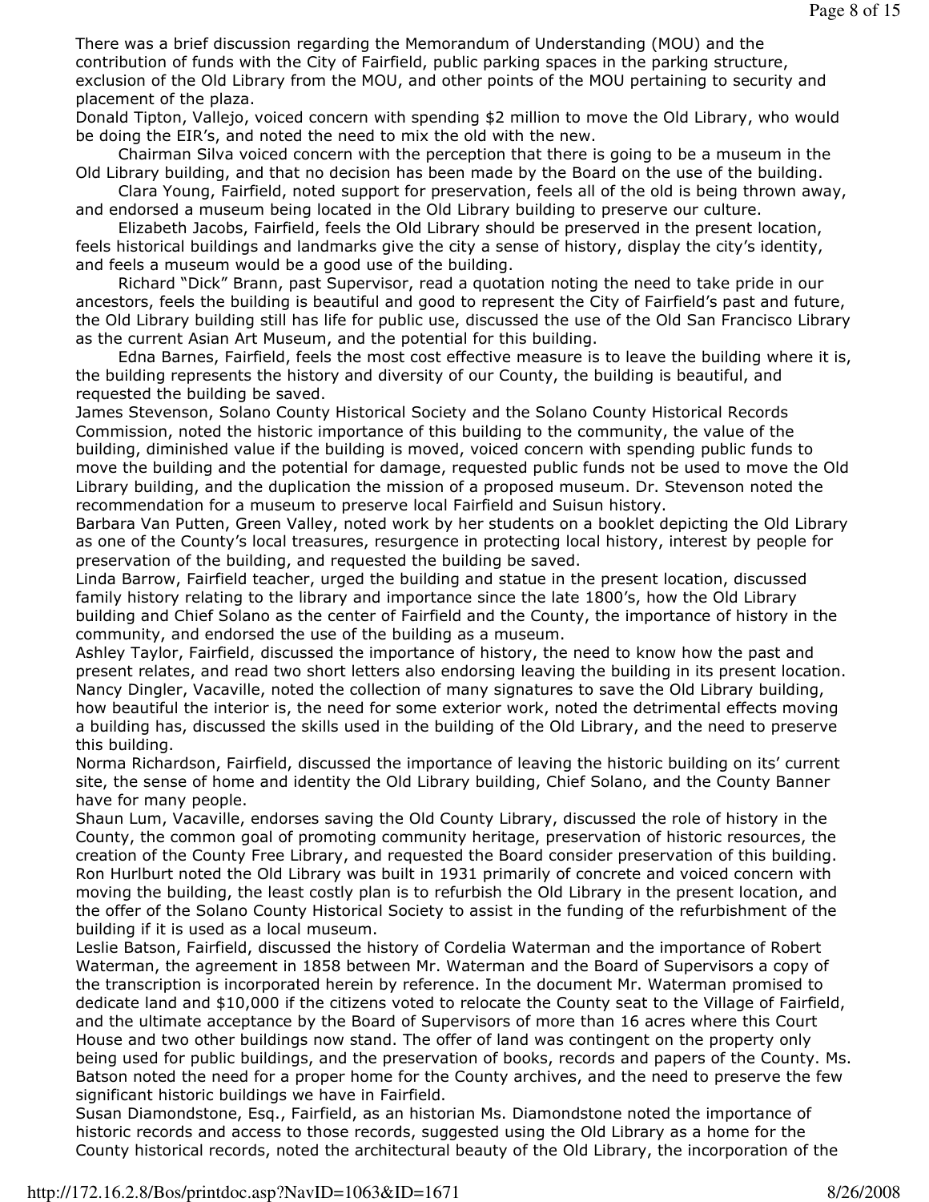There was a brief discussion regarding the Memorandum of Understanding (MOU) and the contribution of funds with the City of Fairfield, public parking spaces in the parking structure, exclusion of the Old Library from the MOU, and other points of the MOU pertaining to security and placement of the plaza.

Donald Tipton, Vallejo, voiced concern with spending $2 million to move the Old Library, who would be doing the EIR's, and noted the need to mix the old with the new.

Chairman Silva voiced concern with the perception that there is going to be a museum in the Old Library building, and that no decision has been made by the Board on the use of the building.

Clara Young, Fairfield, noted support for preservation, feels all of the old is being thrown away, and endorsed a museum being located in the Old Library building to preserve our culture.

Elizabeth Jacobs, Fairfield, feels the Old Library should be preserved in the present location, feels historical buildings and landmarks give the city a sense of history, display the city's identity, and feels a museum would be a good use of the building.

Richard "Dick" Brann, past Supervisor, read a quotation noting the need to take pride in our ancestors, feels the building is beautiful and good to represent the City of Fairfield's past and future, the Old Library building still has life for public use, discussed the use of the Old San Francisco Library as the current Asian Art Museum, and the potential for this building.

Edna Barnes, Fairfield, feels the most cost effective measure is to leave the building where it is, the building represents the history and diversity of our County, the building is beautiful, and requested the building be saved.

James Stevenson, Solano County Historical Society and the Solano County Historical Records Commission, noted the historic importance of this building to the community, the value of the building, diminished value if the building is moved, voiced concern with spending public funds to move the building and the potential for damage, requested public funds not be used to move the Old Library building, and the duplication the mission of a proposed museum. Dr. Stevenson noted the recommendation for a museum to preserve local Fairfield and Suisun history.

Barbara Van Putten, Green Valley, noted work by her students on a booklet depicting the Old Library as one of the County's local treasures, resurgence in protecting local history, interest by people for preservation of the building, and requested the building be saved.

Linda Barrow, Fairfield teacher, urged the building and statue in the present location, discussed family history relating to the library and importance since the late 1800's, how the Old Library building and Chief Solano as the center of Fairfield and the County, the importance of history in the community, and endorsed the use of the building as a museum.

Ashley Taylor, Fairfield, discussed the importance of history, the need to know how the past and present relates, and read two short letters also endorsing leaving the building in its present location.

Nancy Dingler, Vacaville, noted the collection of many signatures to save the Old Library building, how beautiful the interior is, the need for some exterior work, noted the detrimental effects moving a building has, discussed the skills used in the building of the Old Library, and the need to preserve this building.

Norma Richardson, Fairfield, discussed the importance of leaving the historic building on its' current site, the sense of home and identity the Old Library building, Chief Solano, and the County Banner have for many people.

Shaun Lum, Vacaville, endorses saving the Old County Library, discussed the role of history in the County, the common goal of promoting community heritage, preservation of historic resources, the creation of the County Free Library, and requested the Board consider preservation of this building.

Ron Hurlburt noted the Old Library was built in 1931 primarily of concrete and voiced concern with moving the building, the least costly plan is to refurbish the Old Library in the present location, and the offer of the Solano County Historical Society to assist in the funding of the refurbishment of the building if it is used as a local museum.

Leslie Batson, Fairfield, discussed the history of Cordelia Waterman and the importance of Robert Waterman, the agreement in 1858 between Mr. Waterman and the Board of Supervisors a copy of the transcription is incorporated herein by reference. In the document Mr. Waterman promised to dedicate land and $10,000 if the citizens voted to relocate the County seat to the Village of Fairfield, and the ultimate acceptance by the Board of Supervisors of more than 16 acres where this Court House and two other buildings now stand. The offer of land was contingent on the property only being used for public buildings, and the preservation of books, records and papers of the County. Ms. Batson noted the need for a proper home for the County archives, and the need to preserve the few significant historic buildings we have in Fairfield.

Susan Diamondstone, Esq., Fairfield, as an historian Ms. Diamondstone noted the importance of historic records and access to those records, suggested using the Old Library as a home for the County historical records, noted the architectural beauty of the Old Library, the incorporation of the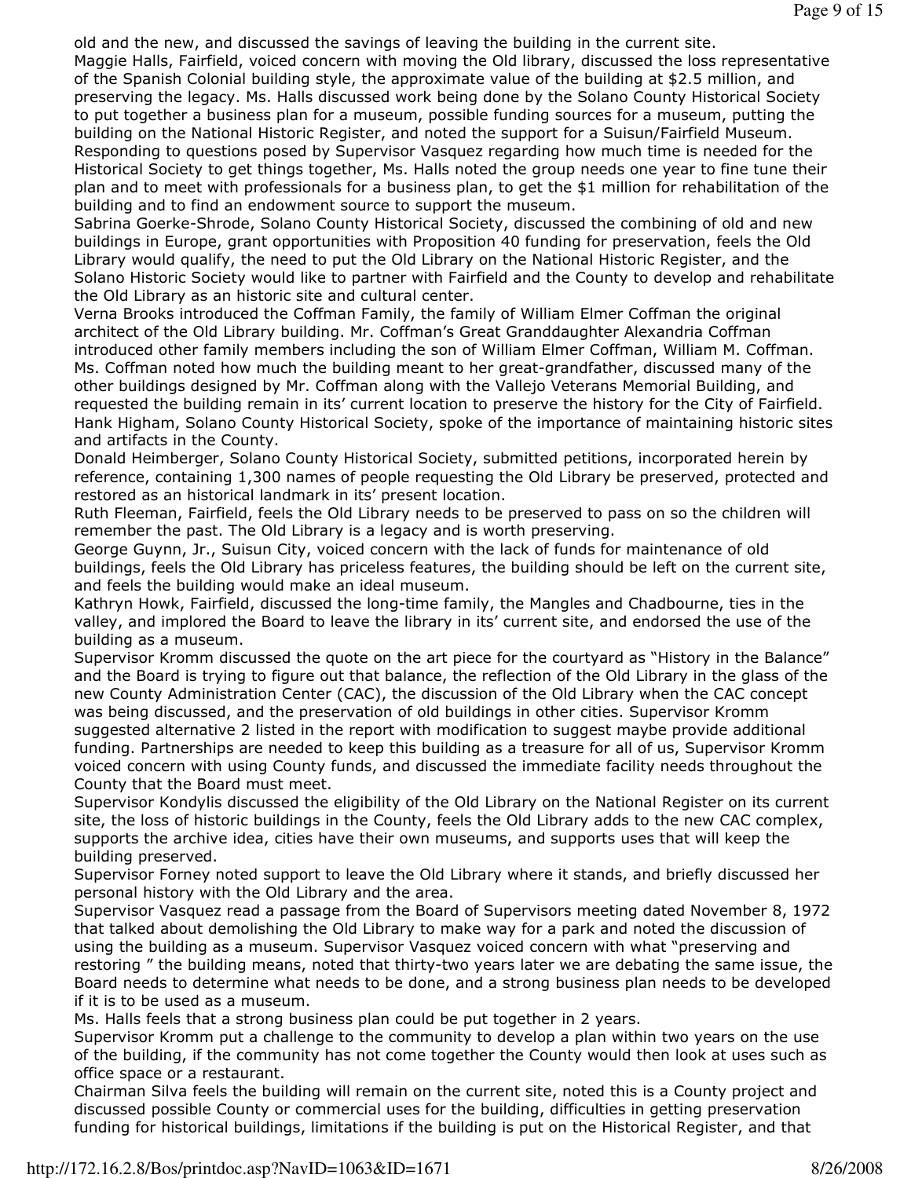old and the new, and discussed the savings of leaving the building in the current site.

Maggie Halls, Fairfield, voiced concern with moving the Old library, discussed the loss representative of the Spanish Colonial building style, the approximate value of the building at $2.5 million, and preserving the legacy. Ms. Halls discussed work being done by the Solano County Historical Society to put together a business plan for a museum, possible funding sources for a museum, putting the building on the National Historic Register, and noted the support for a Suisun/Fairfield Museum.

Responding to questions posed by Supervisor Vasquez regarding how much time is needed for the Historical Society to get things together, Ms. Halls noted the group needs one year to fine tune their plan and to meet with professionals for a business plan, to get the $1 million for rehabilitation of the building and to find an endowment source to support the museum.

Sabrina Goerke-Shrode, Solano County Historical Society, discussed the combining of old and new buildings in Europe, grant opportunities with Proposition 40 funding for preservation, feels the Old Library would qualify, the need to put the Old Library on the National Historic Register, and the Solano Historic Society would like to partner with Fairfield and the County to develop and rehabilitate the Old Library as an historic site and cultural center.

Verna Brooks introduced the Coffman Family, the family of William Elmer Coffman the original architect of the Old Library building. Mr. Coffman's Great Granddaughter Alexandria Coffman introduced other family members including the son of William Elmer Coffman, William M. Coffman. Ms. Coffman noted how much the building meant to her great-grandfather, discussed many of the other buildings designed by Mr. Coffman along with the Vallejo Veterans Memorial Building, and requested the building remain in its' current location to preserve the history for the City of Fairfield.

Hank Higham, Solano County Historical Society, spoke of the importance of maintaining historic sites and artifacts in the County.

Donald Heimberger, Solano County Historical Society, submitted petitions, incorporated herein by reference, containing 1,300 names of people requesting the Old Library be preserved, protected and restored as an historical landmark in its' present location.

Ruth Fleeman, Fairfield, feels the Old Library needs to be preserved to pass on so the children will remember the past. The Old Library is a legacy and is worth preserving.

George Guynn, Jr., Suisun City, voiced concern with the lack of funds for maintenance of old buildings, feels the Old Library has priceless features, the building should be left on the current site, and feels the building would make an ideal museum.

Kathryn Howk, Fairfield, discussed the long-time family, the Mangles and Chadbourne, ties in the valley, and implored the Board to leave the library in its' current site, and endorsed the use of the building as a museum.

Supervisor Kromm discussed the quote on the art piece for the courtyard as "History in the Balance" and the Board is trying to figure out that balance, the reflection of the Old Library in the glass of the new County Administration Center (CAC), the discussion of the Old Library when the CAC concept was being discussed, and the preservation of old buildings in other cities. Supervisor Kromm suggested alternative 2 listed in the report with modification to suggest maybe provide additional funding. Partnerships are needed to keep this building as a treasure for all of us, Supervisor Kromm voiced concern with using County funds, and discussed the immediate facility needs throughout the County that the Board must meet.

Supervisor Kondylis discussed the eligibility of the Old Library on the National Register on its current site, the loss of historic buildings in the County, feels the Old Library adds to the new CAC complex, supports the archive idea, cities have their own museums, and supports uses that will keep the building preserved.

Supervisor Forney noted support to leave the Old Library where it stands, and briefly discussed her personal history with the Old Library and the area.

Supervisor Vasquez read a passage from the Board of Supervisors meeting dated November 8, 1972 that talked about demolishing the Old Library to make way for a park and noted the discussion of using the building as a museum. Supervisor Vasquez voiced concern with what "preserving and restoring " the building means, noted that thirty-two years later we are debating the same issue, the Board needs to determine what needs to be done, and a strong business plan needs to be developed if it is to be used as a museum.

Ms. Halls feels that a strong business plan could be put together in 2 years.

Supervisor Kromm put a challenge to the community to develop a plan within two years on the use of the building, if the community has not come together the County would then look at uses such as office space or a restaurant.

Chairman Silva feels the building will remain on the current site, noted this is a County project and discussed possible County or commercial uses for the building, difficulties in getting preservation funding for historical buildings, limitations if the building is put on the Historical Register, and that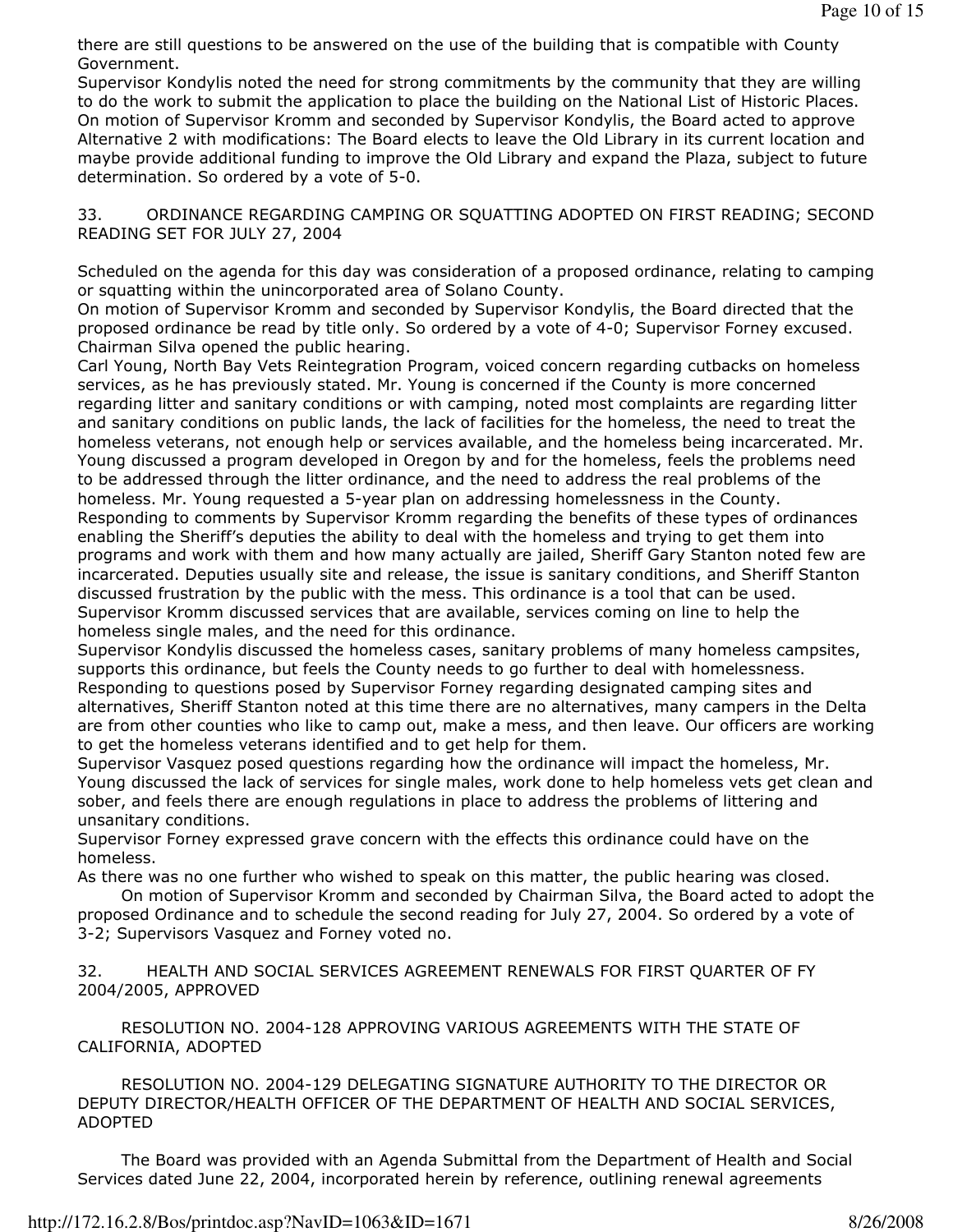there are still questions to be answered on the use of the building that is compatible with County Government.

Supervisor Kondylis noted the need for strong commitments by the community that they are willing to do the work to submit the application to place the building on the National List of Historic Places.

On motion of Supervisor Kromm and seconded by Supervisor Kondylis, the Board acted to approve Alternative 2 with modifications: The Board elects to leave the Old Library in its current location and maybe provide additional funding to improve the Old Library and expand the Plaza, subject to future determination. So ordered by a vote of 5-0.

33. ORDINANCE REGARDING CAMPING OR SQUATTING ADOPTED ON FIRST READING; SECOND READING SET FOR JULY 27, 2004

Scheduled on the agenda for this day was consideration of a proposed ordinance, relating to camping or squatting within the unincorporated area of Solano County.

On motion of Supervisor Kromm and seconded by Supervisor Kondylis, the Board directed that the proposed ordinance be read by title only. So ordered by a vote of 4-0; Supervisor Forney excused.

Chairman Silva opened the public hearing.

Carl Young, North Bay Vets Reintegration Program, voiced concern regarding cutbacks on homeless services, as he has previously stated. Mr. Young is concerned if the County is more concerned regarding litter and sanitary conditions or with camping, noted most complaints are regarding litter and sanitary conditions on public lands, the lack of facilities for the homeless, the need to treat the homeless veterans, not enough help or services available, and the homeless being incarcerated. Mr. Young discussed a program developed in Oregon by and for the homeless, feels the problems need to be addressed through the litter ordinance, and the need to address the real problems of the homeless. Mr. Young requested a 5-year plan on addressing homelessness in the County.

Responding to comments by Supervisor Kromm regarding the benefits of these types of ordinances enabling the Sheriff's deputies the ability to deal with the homeless and trying to get them into programs and work with them and how many actually are jailed, Sheriff Gary Stanton noted few are incarcerated. Deputies usually site and release, the issue is sanitary conditions, and Sheriff Stanton discussed frustration by the public with the mess. This ordinance is a tool that can be used.

Supervisor Kromm discussed services that are available, services coming on line to help the homeless single males, and the need for this ordinance.

Supervisor Kondylis discussed the homeless cases, sanitary problems of many homeless campsites, supports this ordinance, but feels the County needs to go further to deal with homelessness.

Responding to questions posed by Supervisor Forney regarding designated camping sites and alternatives, Sheriff Stanton noted at this time there are no alternatives, many campers in the Delta are from other counties who like to camp out, make a mess, and then leave. Our officers are working to get the homeless veterans identified and to get help for them.

Supervisor Vasquez posed questions regarding how the ordinance will impact the homeless, Mr. Young discussed the lack of services for single males, work done to help homeless vets get clean and sober, and feels there are enough regulations in place to address the problems of littering and unsanitary conditions.

Supervisor Forney expressed grave concern with the effects this ordinance could have on the homeless.

As there was no one further who wished to speak on this matter, the public hearing was closed.

On motion of Supervisor Kromm and seconded by Chairman Silva, the Board acted to adopt the proposed Ordinance and to schedule the second reading for July 27, 2004. So ordered by a vote of 3-2; Supervisors Vasquez and Forney voted no.

32. HEALTH AND SOCIAL SERVICES AGREEMENT RENEWALS FOR FIRST QUARTER OF FY 2004/2005, APPROVED

RESOLUTION NO. 2004-128 APPROVING VARIOUS AGREEMENTS WITH THE STATE OF CALIFORNIA, ADOPTED

RESOLUTION NO. 2004-129 DELEGATING SIGNATURE AUTHORITY TO THE DIRECTOR OR DEPUTY DIRECTOR/HEALTH OFFICER OF THE DEPARTMENT OF HEALTH AND SOCIAL SERVICES, ADOPTED

The Board was provided with an Agenda Submittal from the Department of Health and Social Services dated June 22, 2004, incorporated herein by reference, outlining renewal agreements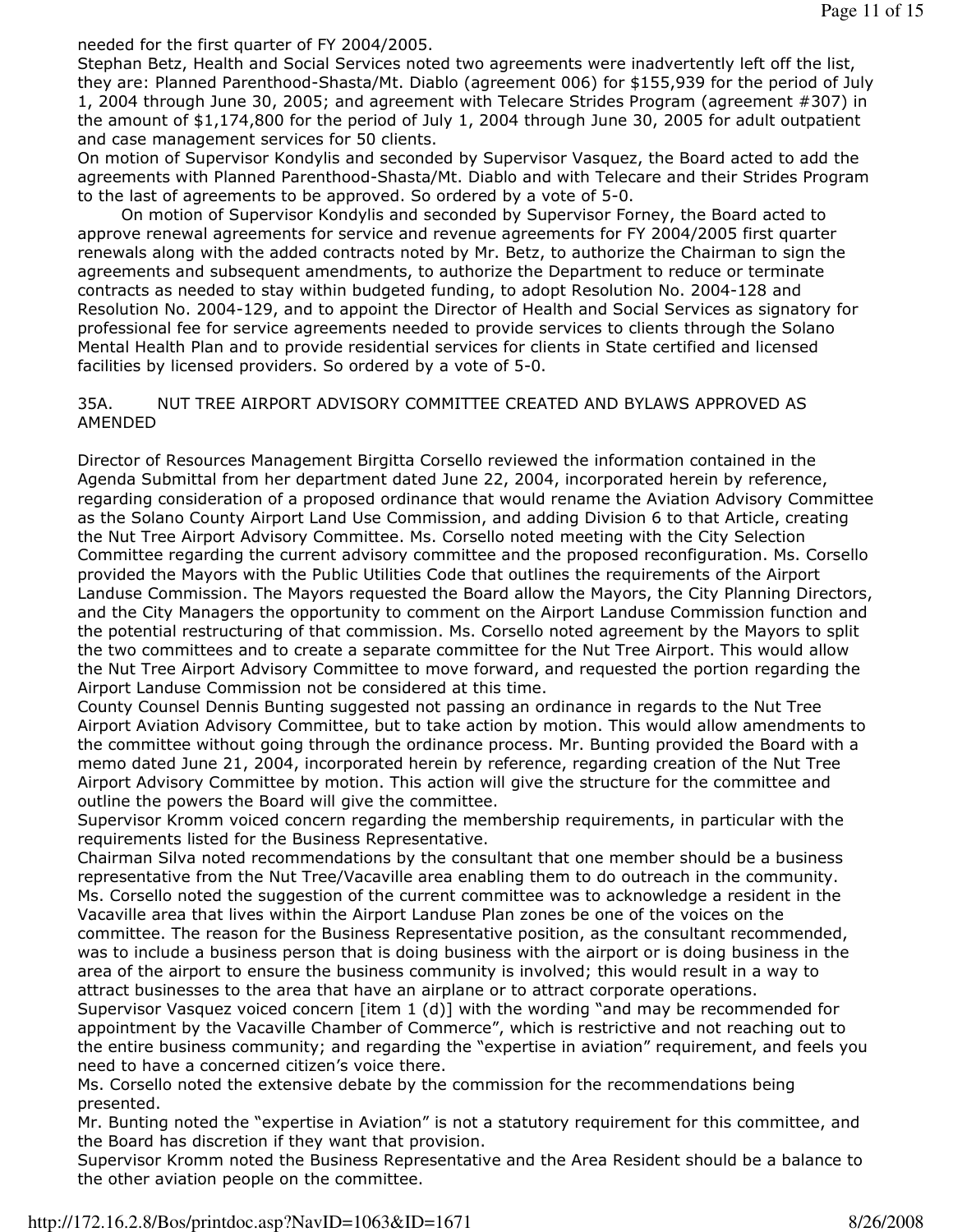needed for the first quarter of FY 2004/2005.

Stephan Betz, Health and Social Services noted two agreements were inadvertently left off the list, they are: Planned Parenthood-Shasta/Mt. Diablo (agreement 006) for $155,939 for the period of July 1, 2004 through June 30, 2005; and agreement with Telecare Strides Program (agreement #307) in the amount of $1,174,800 for the period of July 1, 2004 through June 30, 2005 for adult outpatient and case management services for 50 clients.

On motion of Supervisor Kondylis and seconded by Supervisor Vasquez, the Board acted to add the agreements with Planned Parenthood-Shasta/Mt. Diablo and with Telecare and their Strides Program to the last of agreements to be approved. So ordered by a vote of 5-0.

On motion of Supervisor Kondylis and seconded by Supervisor Forney, the Board acted to approve renewal agreements for service and revenue agreements for FY 2004/2005 first quarter renewals along with the added contracts noted by Mr. Betz, to authorize the Chairman to sign the agreements and subsequent amendments, to authorize the Department to reduce or terminate contracts as needed to stay within budgeted funding, to adopt Resolution No. 2004-128 and Resolution No. 2004-129, and to appoint the Director of Health and Social Services as signatory for professional fee for service agreements needed to provide services to clients through the Solano Mental Health Plan and to provide residential services for clients in State certified and licensed facilities by licensed providers. So ordered by a vote of 5-0.

## 35A. NUT TREE AIRPORT ADVISORY COMMITTEE CREATED AND BYLAWS APPROVED AS AMENDED

Director of Resources Management Birgitta Corsello reviewed the information contained in the Agenda Submittal from her department dated June 22, 2004, incorporated herein by reference, regarding consideration of a proposed ordinance that would rename the Aviation Advisory Committee as the Solano County Airport Land Use Commission, and adding Division 6 to that Article, creating the Nut Tree Airport Advisory Committee. Ms. Corsello noted meeting with the City Selection Committee regarding the current advisory committee and the proposed reconfiguration. Ms. Corsello provided the Mayors with the Public Utilities Code that outlines the requirements of the Airport Landuse Commission. The Mayors requested the Board allow the Mayors, the City Planning Directors, and the City Managers the opportunity to comment on the Airport Landuse Commission function and the potential restructuring of that commission. Ms. Corsello noted agreement by the Mayors to split the two committees and to create a separate committee for the Nut Tree Airport. This would allow the Nut Tree Airport Advisory Committee to move forward, and requested the portion regarding the Airport Landuse Commission not be considered at this time.

County Counsel Dennis Bunting suggested not passing an ordinance in regards to the Nut Tree Airport Aviation Advisory Committee, but to take action by motion. This would allow amendments to the committee without going through the ordinance process. Mr. Bunting provided the Board with a memo dated June 21, 2004, incorporated herein by reference, regarding creation of the Nut Tree Airport Advisory Committee by motion. This action will give the structure for the committee and outline the powers the Board will give the committee.

Supervisor Kromm voiced concern regarding the membership requirements, in particular with the requirements listed for the Business Representative.

Chairman Silva noted recommendations by the consultant that one member should be a business representative from the Nut Tree/Vacaville area enabling them to do outreach in the community.

Ms. Corsello noted the suggestion of the current committee was to acknowledge a resident in the Vacaville area that lives within the Airport Landuse Plan zones be one of the voices on the committee. The reason for the Business Representative position, as the consultant recommended, was to include a business person that is doing business with the airport or is doing business in the area of the airport to ensure the business community is involved; this would result in a way to attract businesses to the area that have an airplane or to attract corporate operations.

Supervisor Vasquez voiced concern [item 1 (d)] with the wording "and may be recommended for appointment by the Vacaville Chamber of Commerce", which is restrictive and not reaching out to the entire business community; and regarding the "expertise in aviation" requirement, and feels you need to have a concerned citizen's voice there.

Ms. Corsello noted the extensive debate by the commission for the recommendations being presented.

Mr. Bunting noted the "expertise in Aviation" is not a statutory requirement for this committee, and the Board has discretion if they want that provision.

Supervisor Kromm noted the Business Representative and the Area Resident should be a balance to the other aviation people on the committee.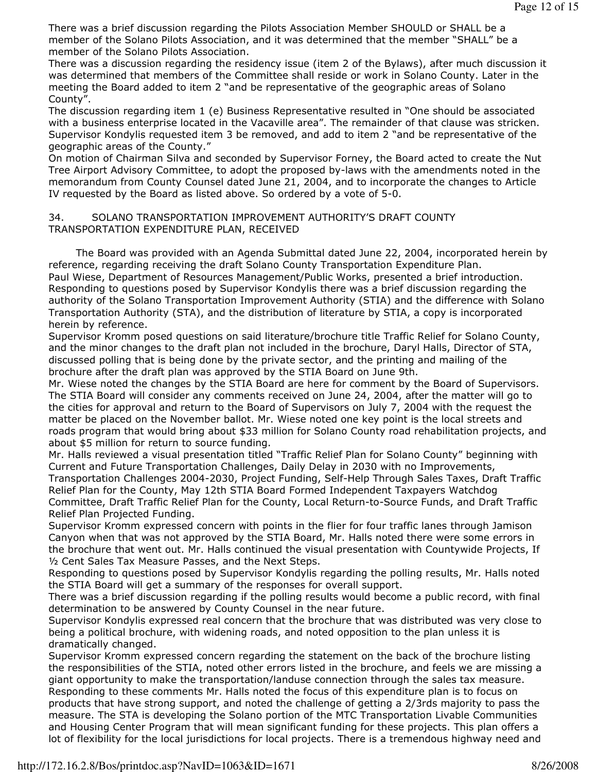There was a brief discussion regarding the Pilots Association Member SHOULD or SHALL be a member of the Solano Pilots Association, and it was determined that the member "SHALL" be a member of the Solano Pilots Association.

There was a discussion regarding the residency issue (item 2 of the Bylaws), after much discussion it was determined that members of the Committee shall reside or work in Solano County. Later in the meeting the Board added to item 2 "and be representative of the geographic areas of Solano County".

The discussion regarding item 1 (e) Business Representative resulted in "One should be associated with a business enterprise located in the Vacaville area". The remainder of that clause was stricken.

Supervisor Kondylis requested item 3 be removed, and add to item 2 "and be representative of the geographic areas of the County."

On motion of Chairman Silva and seconded by Supervisor Forney, the Board acted to create the Nut Tree Airport Advisory Committee, to adopt the proposed by-laws with the amendments noted in the memorandum from County Counsel dated June 21, 2004, and to incorporate the changes to Article IV requested by the Board as listed above. So ordered by a vote of 5-0.

## 34. SOLANO TRANSPORTATION IMPROVEMENT AUTHORITY'S DRAFT COUNTY TRANSPORTATION EXPENDITURE PLAN, RECEIVED

The Board was provided with an Agenda Submittal dated June 22, 2004, incorporated herein by reference, regarding receiving the draft Solano County Transportation Expenditure Plan.

Paul Wiese, Department of Resources Management/Public Works, presented a brief introduction.

Responding to questions posed by Supervisor Kondylis there was a brief discussion regarding the authority of the Solano Transportation Improvement Authority (STIA) and the difference with Solano Transportation Authority (STA), and the distribution of literature by STIA, a copy is incorporated herein by reference.

Supervisor Kromm posed questions on said literature/brochure title Traffic Relief for Solano County, and the minor changes to the draft plan not included in the brochure, Daryl Halls, Director of STA, discussed polling that is being done by the private sector, and the printing and mailing of the brochure after the draft plan was approved by the STIA Board on June 9th.

Mr. Wiese noted the changes by the STIA Board are here for comment by the Board of Supervisors. The STIA Board will consider any comments received on June 24, 2004, after the matter will go to the cities for approval and return to the Board of Supervisors on July 7, 2004 with the request the matter be placed on the November ballot. Mr. Wiese noted one key point is the local streets and roads program that would bring about $33 million for Solano County road rehabilitation projects, and about $5 million for return to source funding.

Mr. Halls reviewed a visual presentation titled "Traffic Relief Plan for Solano County" beginning with Current and Future Transportation Challenges, Daily Delay in 2030 with no Improvements, Transportation Challenges 2004-2030, Project Funding, Self-Help Through Sales Taxes, Draft Traffic Relief Plan for the County, May 12th STIA Board Formed Independent Taxpayers Watchdog Committee, Draft Traffic Relief Plan for the County, Local Return-to-Source Funds, and Draft Traffic Relief Plan Projected Funding.

Supervisor Kromm expressed concern with points in the flier for four traffic lanes through Jamison Canyon when that was not approved by the STIA Board, Mr. Halls noted there were some errors in the brochure that went out. Mr. Halls continued the visual presentation with Countywide Projects, If ½ Cent Sales Tax Measure Passes, and the Next Steps.

Responding to questions posed by Supervisor Kondylis regarding the polling results, Mr. Halls noted the STIA Board will get a summary of the responses for overall support.

There was a brief discussion regarding if the polling results would become a public record, with final determination to be answered by County Counsel in the near future.

Supervisor Kondylis expressed real concern that the brochure that was distributed was very close to being a political brochure, with widening roads, and noted opposition to the plan unless it is dramatically changed.

Supervisor Kromm expressed concern regarding the statement on the back of the brochure listing the responsibilities of the STIA, noted other errors listed in the brochure, and feels we are missing a giant opportunity to make the transportation/landuse connection through the sales tax measure.

Responding to these comments Mr. Halls noted the focus of this expenditure plan is to focus on products that have strong support, and noted the challenge of getting a 2/3rds majority to pass the measure. The STA is developing the Solano portion of the MTC Transportation Livable Communities and Housing Center Program that will mean significant funding for these projects. This plan offers a lot of flexibility for the local jurisdictions for local projects. There is a tremendous highway need and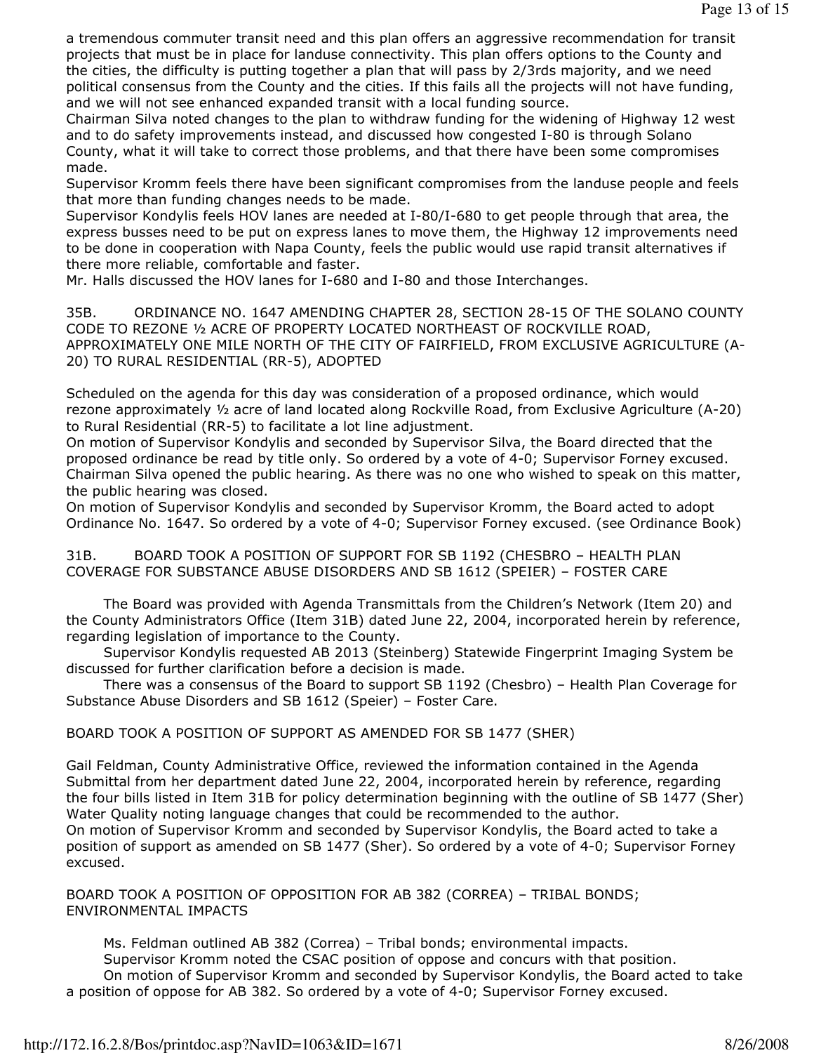a tremendous commuter transit need and this plan offers an aggressive recommendation for transit projects that must be in place for landuse connectivity. This plan offers options to the County and the cities, the difficulty is putting together a plan that will pass by 2/3rds majority, and we need political consensus from the County and the cities. If this fails all the projects will not have funding, and we will not see enhanced expanded transit with a local funding source.

Chairman Silva noted changes to the plan to withdraw funding for the widening of Highway 12 west and to do safety improvements instead, and discussed how congested I-80 is through Solano County, what it will take to correct those problems, and that there have been some compromises made.

Supervisor Kromm feels there have been significant compromises from the landuse people and feels that more than funding changes needs to be made.

Supervisor Kondylis feels HOV lanes are needed at I-80/I-680 to get people through that area, the express busses need to be put on express lanes to move them, the Highway 12 improvements need to be done in cooperation with Napa County, feels the public would use rapid transit alternatives if there more reliable, comfortable and faster.

Mr. Halls discussed the HOV lanes for I-680 and I-80 and those Interchanges.

35B. ORDINANCE NO. 1647 AMENDING CHAPTER 28, SECTION 28-15 OF THE SOLANO COUNTY CODE TO REZONE ½ ACRE OF PROPERTY LOCATED NORTHEAST OF ROCKVILLE ROAD, APPROXIMATELY ONE MILE NORTH OF THE CITY OF FAIRFIELD, FROM EXCLUSIVE AGRICULTURE (A-20) TO RURAL RESIDENTIAL (RR-5), ADOPTED

Scheduled on the agenda for this day was consideration of a proposed ordinance, which would rezone approximately ½ acre of land located along Rockville Road, from Exclusive Agriculture (A-20) to Rural Residential (RR-5) to facilitate a lot line adjustment.

On motion of Supervisor Kondylis and seconded by Supervisor Silva, the Board directed that the proposed ordinance be read by title only. So ordered by a vote of 4-0; Supervisor Forney excused.

Chairman Silva opened the public hearing. As there was no one who wished to speak on this matter, the public hearing was closed.

On motion of Supervisor Kondylis and seconded by Supervisor Kromm, the Board acted to adopt Ordinance No. 1647. So ordered by a vote of 4-0; Supervisor Forney excused. (see Ordinance Book)

31B. BOARD TOOK A POSITION OF SUPPORT FOR SB 1192 (CHESBRO – HEALTH PLAN COVERAGE FOR SUBSTANCE ABUSE DISORDERS AND SB 1612 (SPEIER) – FOSTER CARE

The Board was provided with Agenda Transmittals from the Children's Network (Item 20) and the County Administrators Office (Item 31B) dated June 22, 2004, incorporated herein by reference, regarding legislation of importance to the County.

Supervisor Kondylis requested AB 2013 (Steinberg) Statewide Fingerprint Imaging System be discussed for further clarification before a decision is made.

There was a consensus of the Board to support SB 1192 (Chesbro) – Health Plan Coverage for Substance Abuse Disorders and SB 1612 (Speier) – Foster Care.

BOARD TOOK A POSITION OF SUPPORT AS AMENDED FOR SB 1477 (SHER)

Gail Feldman, County Administrative Office, reviewed the information contained in the Agenda Submittal from her department dated June 22, 2004, incorporated herein by reference, regarding the four bills listed in Item 31B for policy determination beginning with the outline of SB 1477 (Sher) Water Quality noting language changes that could be recommended to the author.

On motion of Supervisor Kromm and seconded by Supervisor Kondylis, the Board acted to take a position of support as amended on SB 1477 (Sher). So ordered by a vote of 4-0; Supervisor Forney excused.

BOARD TOOK A POSITION OF OPPOSITION FOR AB 382 (CORREA) – TRIBAL BONDS; ENVIRONMENTAL IMPACTS

Ms. Feldman outlined AB 382 (Correa) – Tribal bonds; environmental impacts.

Supervisor Kromm noted the CSAC position of oppose and concurs with that position.

On motion of Supervisor Kromm and seconded by Supervisor Kondylis, the Board acted to take a position of oppose for AB 382. So ordered by a vote of 4-0; Supervisor Forney excused.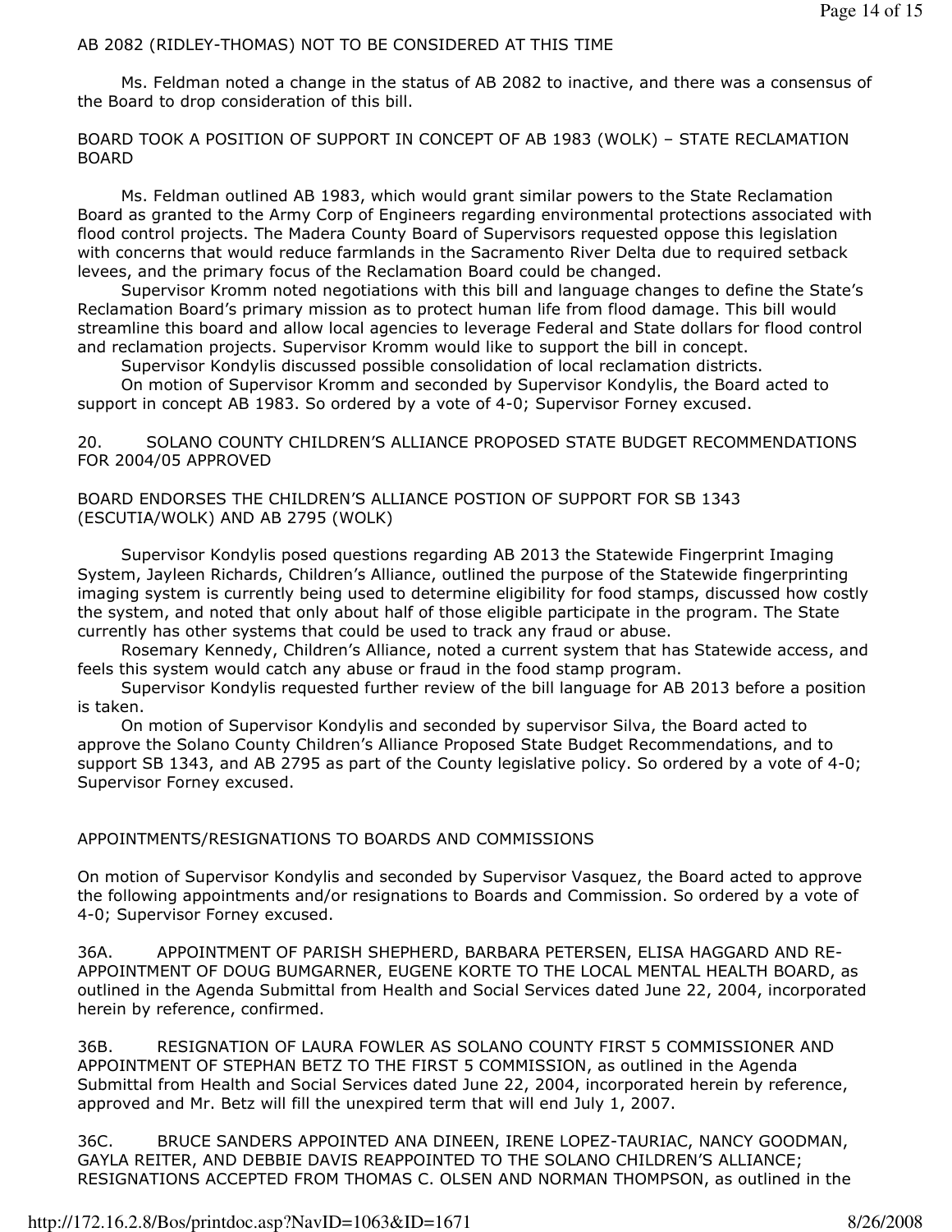AB 2082 (RIDLEY-THOMAS) NOT TO BE CONSIDERED AT THIS TIME

Ms. Feldman noted a change in the status of AB 2082 to inactive, and there was a consensus of the Board to drop consideration of this bill.

BOARD TOOK A POSITION OF SUPPORT IN CONCEPT OF AB 1983 (WOLK) – STATE RECLAMATION BOARD

Ms. Feldman outlined AB 1983, which would grant similar powers to the State Reclamation Board as granted to the Army Corp of Engineers regarding environmental protections associated with flood control projects. The Madera County Board of Supervisors requested oppose this legislation with concerns that would reduce farmlands in the Sacramento River Delta due to required setback levees, and the primary focus of the Reclamation Board could be changed.

Supervisor Kromm noted negotiations with this bill and language changes to define the State's Reclamation Board's primary mission as to protect human life from flood damage. This bill would streamline this board and allow local agencies to leverage Federal and State dollars for flood control and reclamation projects. Supervisor Kromm would like to support the bill in concept.

Supervisor Kondylis discussed possible consolidation of local reclamation districts.

On motion of Supervisor Kromm and seconded by Supervisor Kondylis, the Board acted to support in concept AB 1983. So ordered by a vote of 4-0; Supervisor Forney excused.

20. SOLANO COUNTY CHILDREN'S ALLIANCE PROPOSED STATE BUDGET RECOMMENDATIONS FOR 2004/05 APPROVED

BOARD ENDORSES THE CHILDREN'S ALLIANCE POSTION OF SUPPORT FOR SB 1343 (ESCUTIA/WOLK) AND AB 2795 (WOLK)

Supervisor Kondylis posed questions regarding AB 2013 the Statewide Fingerprint Imaging System, Jayleen Richards, Children's Alliance, outlined the purpose of the Statewide fingerprinting imaging system is currently being used to determine eligibility for food stamps, discussed how costly the system, and noted that only about half of those eligible participate in the program. The State currently has other systems that could be used to track any fraud or abuse.

Rosemary Kennedy, Children's Alliance, noted a current system that has Statewide access, and feels this system would catch any abuse or fraud in the food stamp program.

Supervisor Kondylis requested further review of the bill language for AB 2013 before a position is taken.

On motion of Supervisor Kondylis and seconded by supervisor Silva, the Board acted to approve the Solano County Children's Alliance Proposed State Budget Recommendations, and to support SB 1343, and AB 2795 as part of the County legislative policy. So ordered by a vote of 4-0; Supervisor Forney excused.

APPOINTMENTS/RESIGNATIONS TO BOARDS AND COMMISSIONS

On motion of Supervisor Kondylis and seconded by Supervisor Vasquez, the Board acted to approve the following appointments and/or resignations to Boards and Commission. So ordered by a vote of 4-0; Supervisor Forney excused.

36A. APPOINTMENT OF PARISH SHEPHERD, BARBARA PETERSEN, ELISA HAGGARD AND RE-APPOINTMENT OF DOUG BUMGARNER, EUGENE KORTE TO THE LOCAL MENTAL HEALTH BOARD, as outlined in the Agenda Submittal from Health and Social Services dated June 22, 2004, incorporated herein by reference, confirmed.

36B. RESIGNATION OF LAURA FOWLER AS SOLANO COUNTY FIRST 5 COMMISSIONER AND APPOINTMENT OF STEPHAN BETZ TO THE FIRST 5 COMMISSION, as outlined in the Agenda Submittal from Health and Social Services dated June 22, 2004, incorporated herein by reference, approved and Mr. Betz will fill the unexpired term that will end July 1, 2007.

36C. BRUCE SANDERS APPOINTED ANA DINEEN, IRENE LOPEZ-TAURIAC, NANCY GOODMAN, GAYLA REITER, AND DEBBIE DAVIS REAPPOINTED TO THE SOLANO CHILDREN'S ALLIANCE; RESIGNATIONS ACCEPTED FROM THOMAS C. OLSEN AND NORMAN THOMPSON, as outlined in the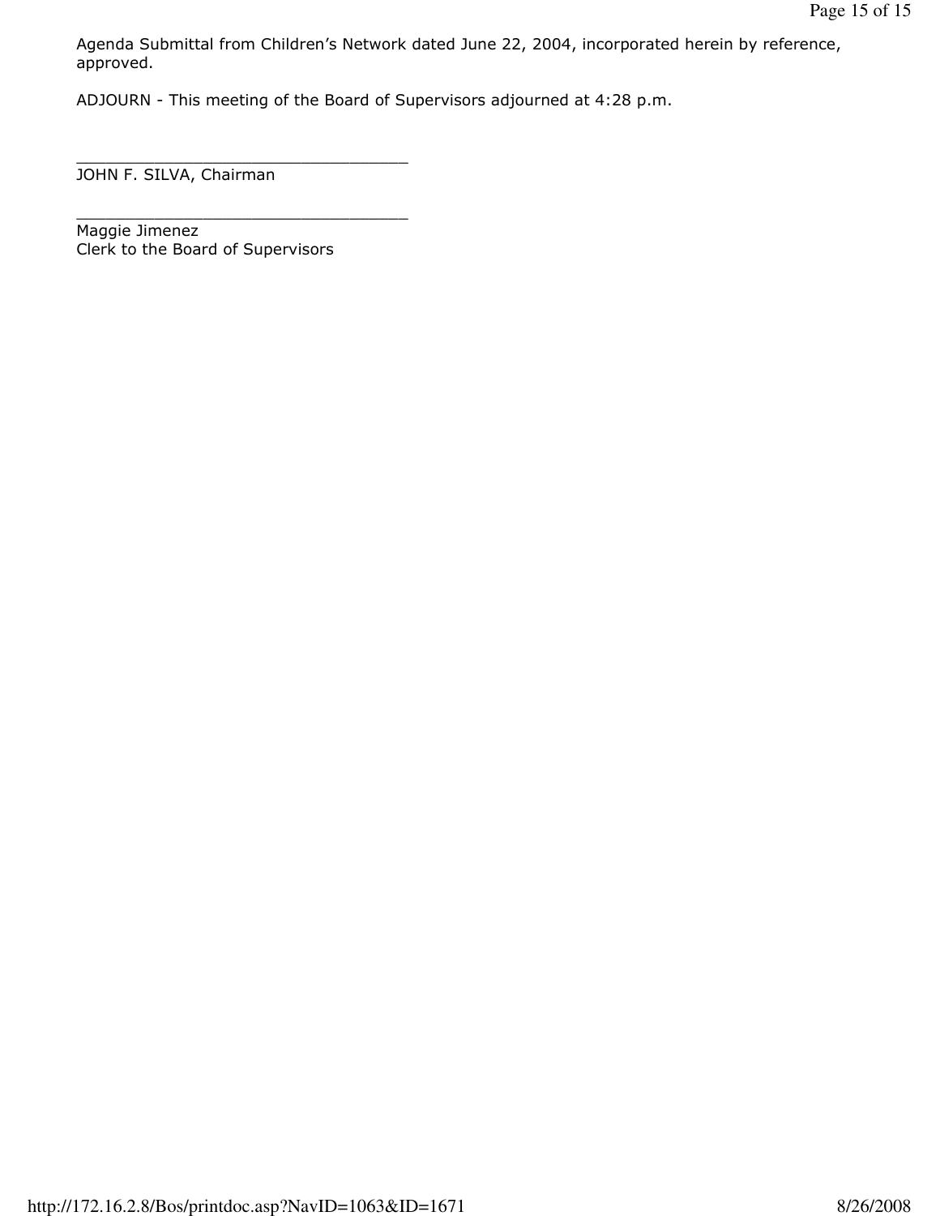Agenda Submittal from Children's Network dated June 22, 2004, incorporated herein by reference, approved.

ADJOURN - This meeting of the Board of Supervisors adjourned at 4:28 p.m.

___________________________________
JOHN F. SILVA, Chairman

___________________________________
Maggie Jimenez
Clerk to the Board of Supervisors